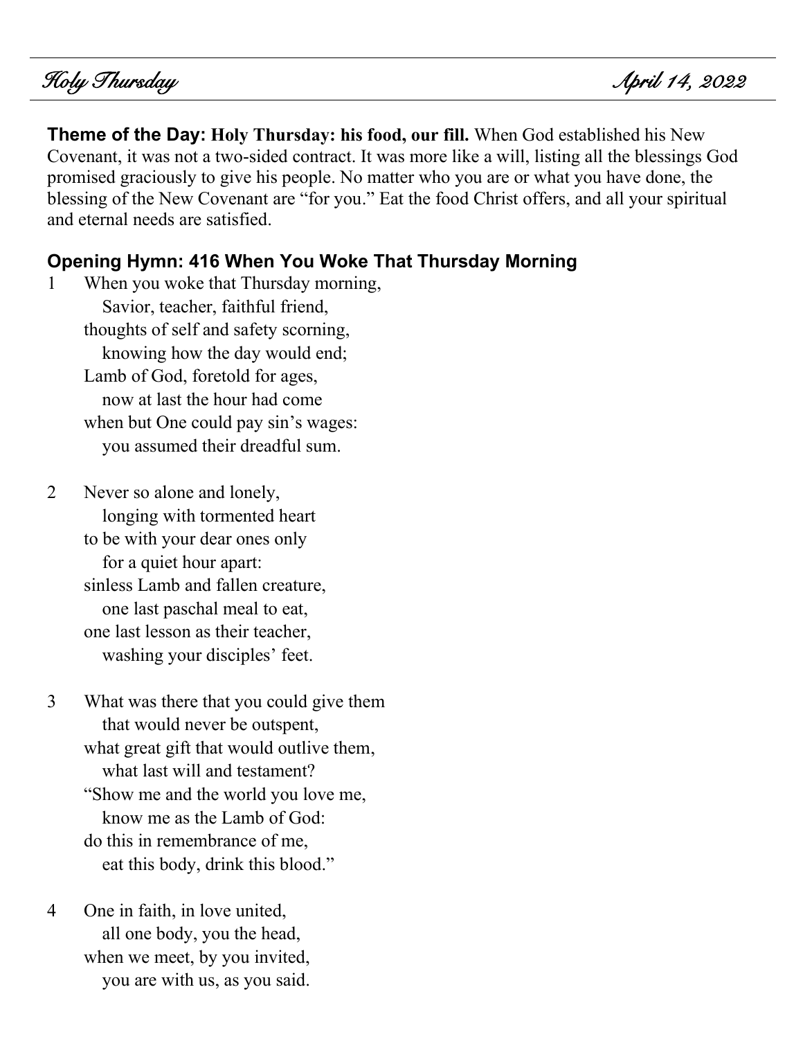# Holy Thursday April 14, 2022

**Theme of the Day: Holy Thursday: his food, our fill.** When God established his New Covenant, it was not a two-sided contract. It was more like a will, listing all the blessings God promised graciously to give his people. No matter who you are or what you have done, the blessing of the New Covenant are "for you." Eat the food Christ offers, and all your spiritual and eternal needs are satisfied.

## Opening Hymn: 416 When You Woke That Thursday Morning

1 When you woke that Thursday morning,
  Savior, teacher, faithful friend,
thoughts of self and safety scorning,
  knowing how the day would end;
Lamb of God, foretold for ages,
  now at last the hour had come
when but One could pay sin's wages:
  you assumed their dreadful sum.

2 Never so alone and lonely,
  longing with tormented heart
to be with your dear ones only
  for a quiet hour apart:
sinless Lamb and fallen creature,
  one last paschal meal to eat,
one last lesson as their teacher,
  washing your disciples' feet.

3 What was there that you could give them
  that would never be outspent,
what great gift that would outlive them,
  what last will and testament?
"Show me and the world you love me,
  know me as the Lamb of God:
do this in remembrance of me,
  eat this body, drink this blood."

4 One in faith, in love united,
  all one body, you the head,
when we meet, by you invited,
  you are with us, as you said.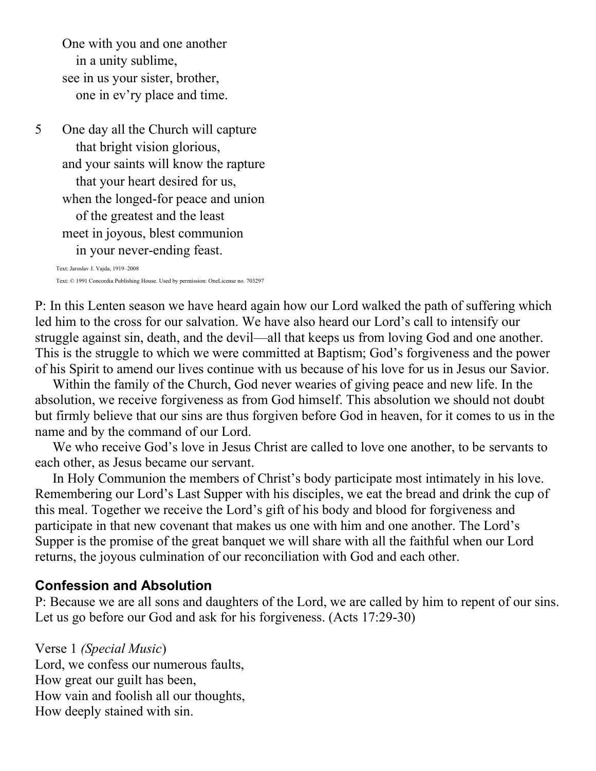One with you and one another
  in a unity sublime,
see in us your sister, brother,
  one in ev'ry place and time.

5 One day all the Church will capture
  that bright vision glorious,
and your saints will know the rapture
  that your heart desired for us,
when the longed-for peace and union
  of the greatest and the least
meet in joyous, blest communion
  in your never-ending feast.

Text: Jaroslav J. Vajda, 1919–2008
Text: © 1991 Concordia Publishing House. Used by permission: OneLicense no. 703297

P: In this Lenten season we have heard again how our Lord walked the path of suffering which led him to the cross for our salvation. We have also heard our Lord's call to intensify our struggle against sin, death, and the devil—all that keeps us from loving God and one another. This is the struggle to which we were committed at Baptism; God's forgiveness and the power of his Spirit to amend our lives continue with us because of his love for us in Jesus our Savior.

Within the family of the Church, God never wearies of giving peace and new life. In the absolution, we receive forgiveness as from God himself. This absolution we should not doubt but firmly believe that our sins are thus forgiven before God in heaven, for it comes to us in the name and by the command of our Lord.

We who receive God's love in Jesus Christ are called to love one another, to be servants to each other, as Jesus became our servant.

In Holy Communion the members of Christ's body participate most intimately in his love. Remembering our Lord's Last Supper with his disciples, we eat the bread and drink the cup of this meal. Together we receive the Lord's gift of his body and blood for forgiveness and participate in that new covenant that makes us one with him and one another. The Lord's Supper is the promise of the great banquet we will share with all the faithful when our Lord returns, the joyous culmination of our reconciliation with God and each other.

## Confession and Absolution

P: Because we are all sons and daughters of the Lord, we are called by him to repent of our sins. Let us go before our God and ask for his forgiveness. (Acts 17:29-30)

Verse 1 *(Special Music)*
Lord, we confess our numerous faults,
How great our guilt has been,
How vain and foolish all our thoughts,
How deeply stained with sin.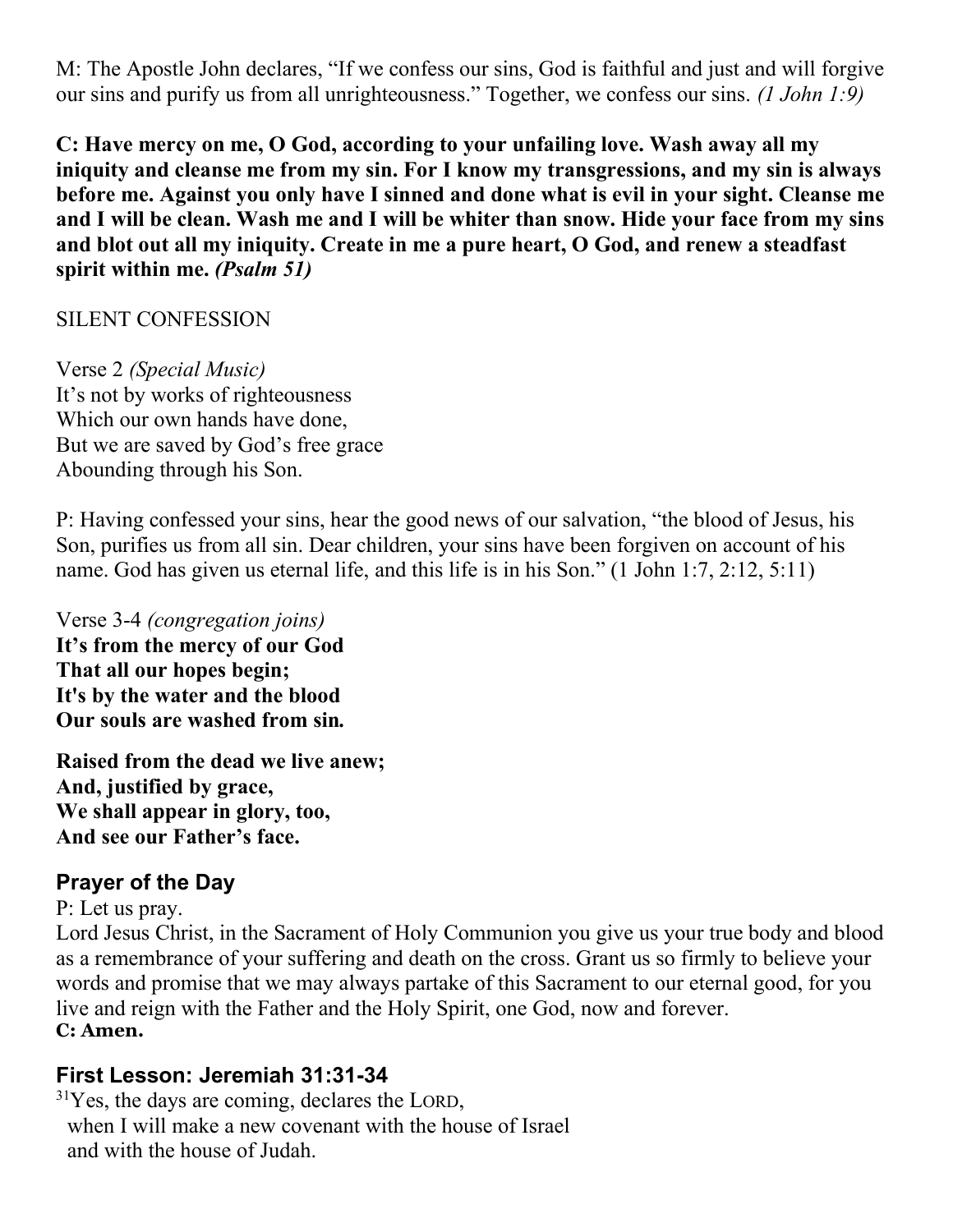M: The Apostle John declares, "If we confess our sins, God is faithful and just and will forgive our sins and purify us from all unrighteousness." Together, we confess our sins. *(1 John 1:9)*

**C: Have mercy on me, O God, according to your unfailing love. Wash away all my iniquity and cleanse me from my sin. For I know my transgressions, and my sin is always before me. Against you only have I sinned and done what is evil in your sight. Cleanse me and I will be clean. Wash me and I will be whiter than snow. Hide your face from my sins and blot out all my iniquity. Create in me a pure heart, O God, and renew a steadfast spirit within me.** ***(Psalm 51)***

SILENT CONFESSION

Verse 2 *(Special Music)*
It's not by works of righteousness
Which our own hands have done,
But we are saved by God's free grace
Abounding through his Son.

P: Having confessed your sins, hear the good news of our salvation, "the blood of Jesus, his Son, purifies us from all sin. Dear children, your sins have been forgiven on account of his name. God has given us eternal life, and this life is in his Son." (1 John 1:7, 2:12, 5:11)

Verse 3-4 *(congregation joins)*
**It's from the mercy of our God**
**That all our hopes begin;**
**It's by the water and the blood**
**Our souls are washed from sin.**

**Raised from the dead we live anew;**
**And, justified by grace,**
**We shall appear in glory, too,**
**And see our Father's face.**

## Prayer of the Day

P: Let us pray.
Lord Jesus Christ, in the Sacrament of Holy Communion you give us your true body and blood as a remembrance of your suffering and death on the cross. Grant us so firmly to believe your words and promise that we may always partake of this Sacrament to our eternal good, for you live and reign with the Father and the Holy Spirit, one God, now and forever.
**C: Amen.**

## First Lesson: Jeremiah 31:31-34

[31]Yes, the days are coming, declares the LORD,
when I will make a new covenant with the house of Israel
and with the house of Judah.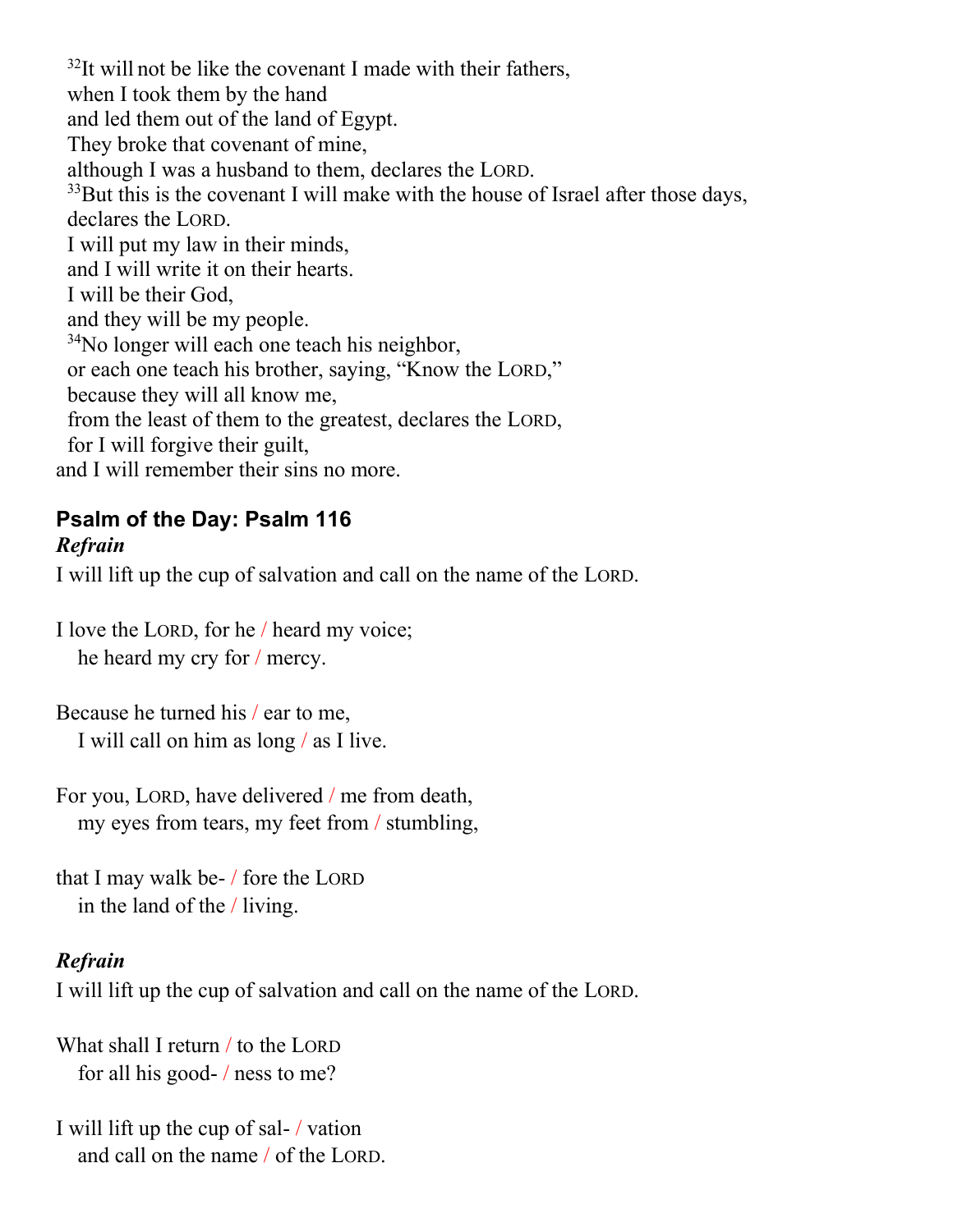[32]It will not be like the covenant I made with their fathers,
when I took them by the hand
and led them out of the land of Egypt.
They broke that covenant of mine,
although I was a husband to them, declares the LORD.
[33]But this is the covenant I will make with the house of Israel after those days,
declares the LORD.
I will put my law in their minds,
and I will write it on their hearts.
I will be their God,
and they will be my people.
[34]No longer will each one teach his neighbor,
or each one teach his brother, saying, "Know the LORD,"
because they will all know me,
from the least of them to the greatest, declares the LORD,
for I will forgive their guilt,
and I will remember their sins no more.

### Psalm of the Day: Psalm 116

***Refrain***

I will lift up the cup of salvation and call on the name of the LORD.

I love the LORD, for he / heard my voice;
he heard my cry for / mercy.

Because he turned his / ear to me,
I will call on him as long / as I live.

For you, LORD, have delivered / me from death,
my eyes from tears, my feet from / stumbling,

that I may walk be- / fore the LORD
in the land of the / living.

***Refrain***

I will lift up the cup of salvation and call on the name of the LORD.

What shall I return / to the LORD
for all his good- / ness to me?

I will lift up the cup of sal- / vation
and call on the name / of the LORD.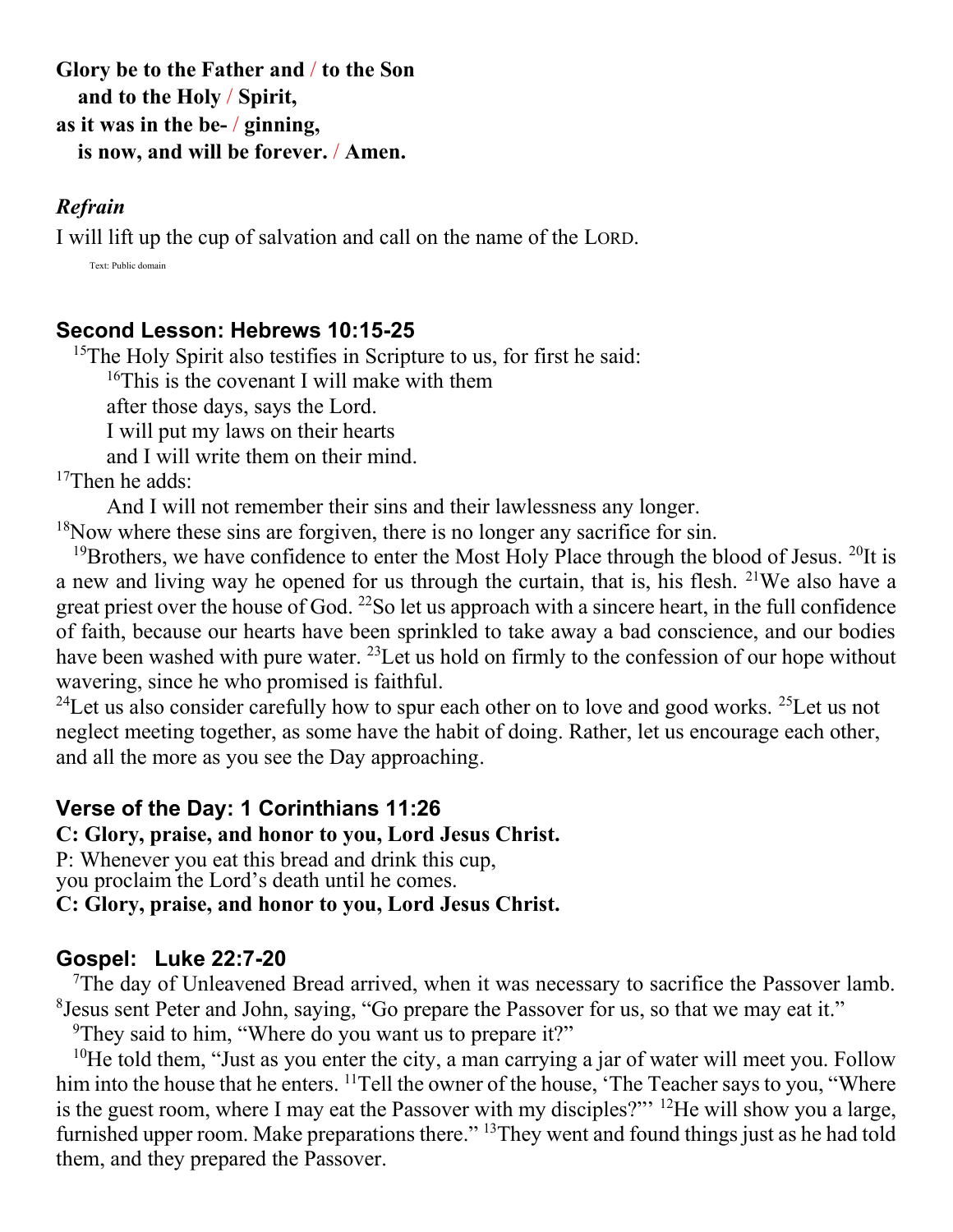**Glory be to the Father and / to the Son**
**and to the Holy / Spirit,**
**as it was in the be- / ginning,**
**is now, and will be forever. / Amen.**

***Refrain***

I will lift up the cup of salvation and call on the name of the LORD.

Text: Public domain

## Second Lesson: Hebrews 10:15-25

[15]The Holy Spirit also testifies in Scripture to us, for first he said:

> [16]This is the covenant I will make with them
> after those days, says the Lord.
> I will put my laws on their hearts
> and I will write them on their mind.

[17]Then he adds:

> And I will not remember their sins and their lawlessness any longer.

[18]Now where these sins are forgiven, there is no longer any sacrifice for sin.

[19]Brothers, we have confidence to enter the Most Holy Place through the blood of Jesus. [20]It is a new and living way he opened for us through the curtain, that is, his flesh. [21]We also have a great priest over the house of God. [22]So let us approach with a sincere heart, in the full confidence of faith, because our hearts have been sprinkled to take away a bad conscience, and our bodies have been washed with pure water. [23]Let us hold on firmly to the confession of our hope without wavering, since he who promised is faithful.

[24]Let us also consider carefully how to spur each other on to love and good works. [25]Let us not neglect meeting together, as some have the habit of doing. Rather, let us encourage each other, and all the more as you see the Day approaching.

## Verse of the Day: 1 Corinthians 11:26

**C: Glory, praise, and honor to you, Lord Jesus Christ.**

P: Whenever you eat this bread and drink this cup,
you proclaim the Lord's death until he comes.

**C: Glory, praise, and honor to you, Lord Jesus Christ.**

## Gospel: Luke 22:7-20

[7]The day of Unleavened Bread arrived, when it was necessary to sacrifice the Passover lamb. [8]Jesus sent Peter and John, saying, "Go prepare the Passover for us, so that we may eat it."

[9]They said to him, "Where do you want us to prepare it?"

[10]He told them, "Just as you enter the city, a man carrying a jar of water will meet you. Follow him into the house that he enters. [11]Tell the owner of the house, 'The Teacher says to you, "Where is the guest room, where I may eat the Passover with my disciples?"' [12]He will show you a large, furnished upper room. Make preparations there." [13]They went and found things just as he had told them, and they prepared the Passover.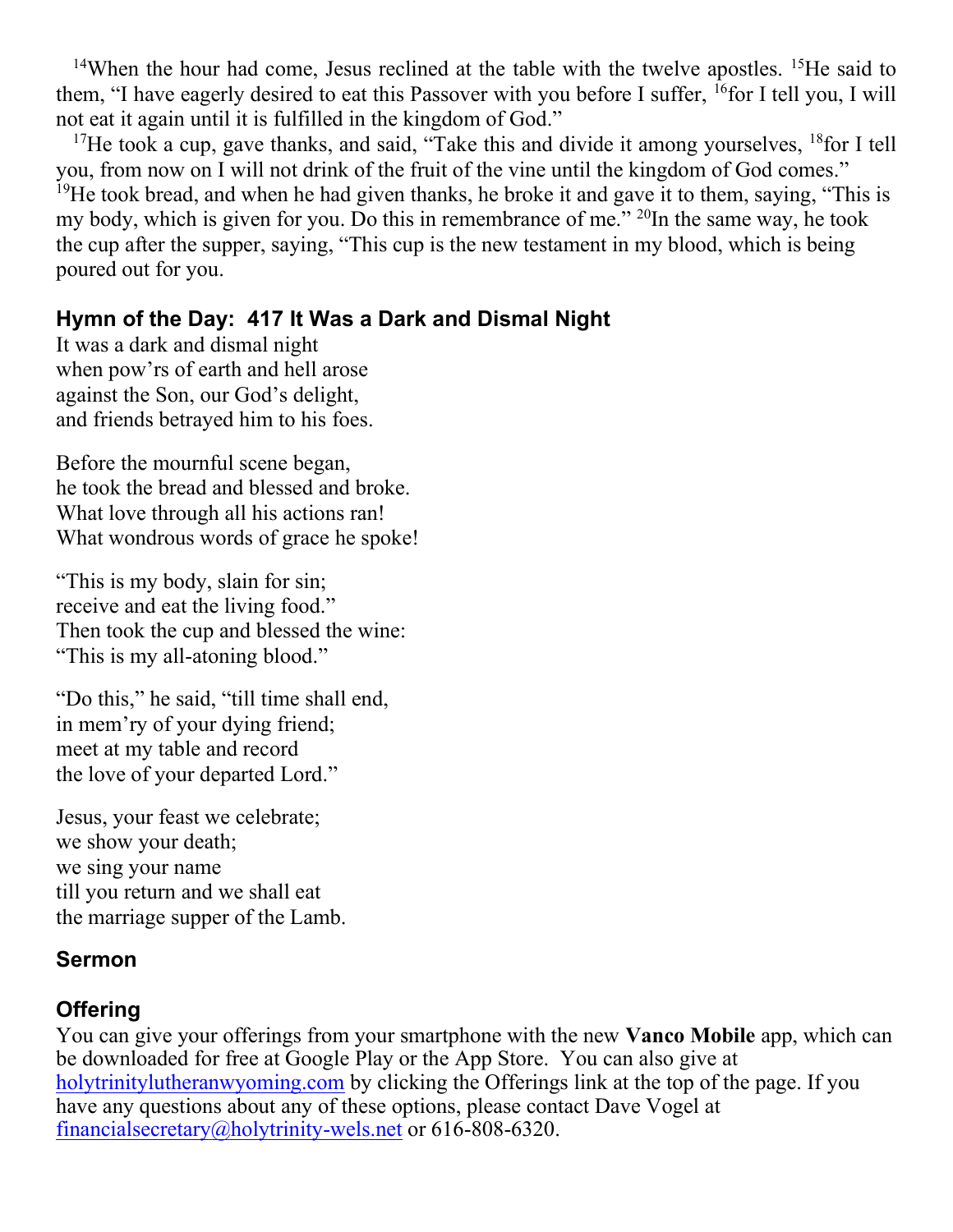[14]When the hour had come, Jesus reclined at the table with the twelve apostles. [15]He said to them, "I have eagerly desired to eat this Passover with you before I suffer, [16]for I tell you, I will not eat it again until it is fulfilled in the kingdom of God."

[17]He took a cup, gave thanks, and said, "Take this and divide it among yourselves, [18]for I tell you, from now on I will not drink of the fruit of the vine until the kingdom of God comes." [19]He took bread, and when he had given thanks, he broke it and gave it to them, saying, "This is my body, which is given for you. Do this in remembrance of me." [20]In the same way, he took the cup after the supper, saying, "This cup is the new testament in my blood, which is being poured out for you.

## Hymn of the Day: 417 It Was a Dark and Dismal Night

It was a dark and dismal night
when pow'rs of earth and hell arose
against the Son, our God's delight,
and friends betrayed him to his foes.

Before the mournful scene began,
he took the bread and blessed and broke.
What love through all his actions ran!
What wondrous words of grace he spoke!

"This is my body, slain for sin;
receive and eat the living food."
Then took the cup and blessed the wine:
"This is my all-atoning blood."

"Do this," he said, "till time shall end,
in mem'ry of your dying friend;
meet at my table and record
the love of your departed Lord."

Jesus, your feast we celebrate;
we show your death;
we sing your name
till you return and we shall eat
the marriage supper of the Lamb.

## Sermon

## Offering

You can give your offerings from your smartphone with the new **Vanco Mobile** app, which can be downloaded for free at Google Play or the App Store. You can also give at holytrinitylutheranwyoming.com by clicking the Offerings link at the top of the page. If you have any questions about any of these options, please contact Dave Vogel at financialsecretary@holytrinity-wels.net or 616-808-6320.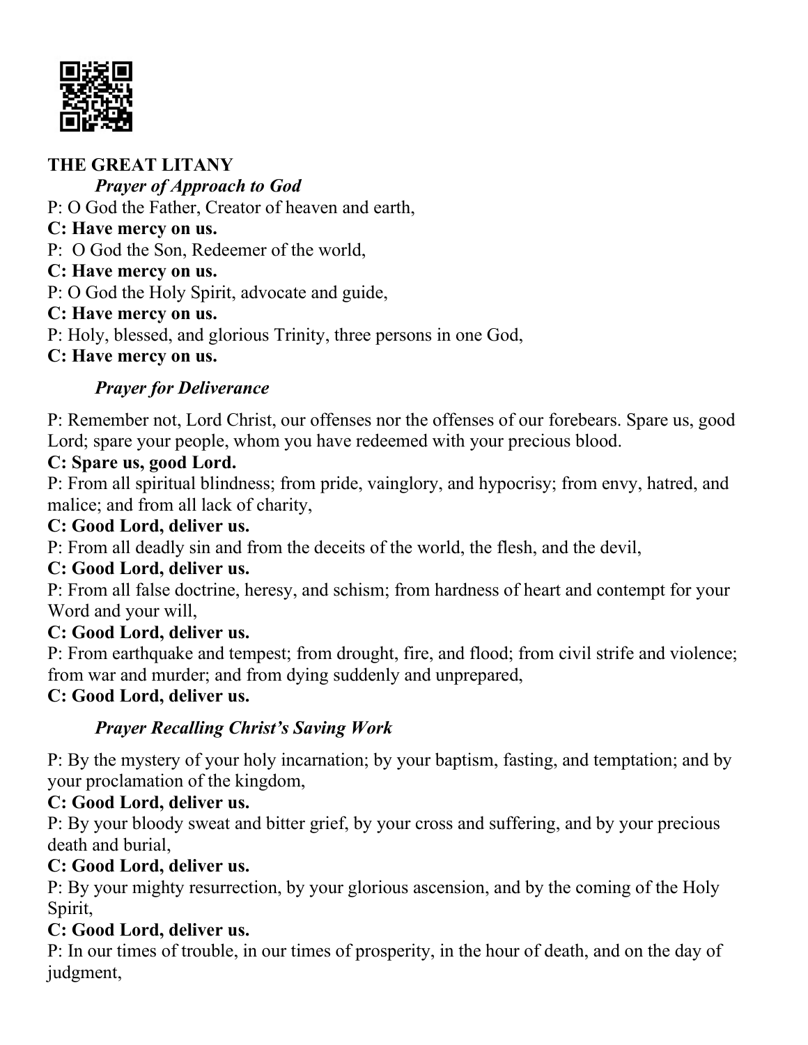## THE GREAT LITANY

### *Prayer of Approach to God*

P: O God the Father, Creator of heaven and earth,

**C: Have mercy on us.**

P: O God the Son, Redeemer of the world,

**C: Have mercy on us.**

P: O God the Holy Spirit, advocate and guide,

**C: Have mercy on us.**

P: Holy, blessed, and glorious Trinity, three persons in one God,

**C: Have mercy on us.**

### *Prayer for Deliverance*

P: Remember not, Lord Christ, our offenses nor the offenses of our forebears. Spare us, good Lord; spare your people, whom you have redeemed with your precious blood.

**C: Spare us, good Lord.**

P: From all spiritual blindness; from pride, vainglory, and hypocrisy; from envy, hatred, and malice; and from all lack of charity,

**C: Good Lord, deliver us.**

P: From all deadly sin and from the deceits of the world, the flesh, and the devil,

**C: Good Lord, deliver us.**

P: From all false doctrine, heresy, and schism; from hardness of heart and contempt for your Word and your will,

**C: Good Lord, deliver us.**

P: From earthquake and tempest; from drought, fire, and flood; from civil strife and violence; from war and murder; and from dying suddenly and unprepared,

**C: Good Lord, deliver us.**

### *Prayer Recalling Christ's Saving Work*

P: By the mystery of your holy incarnation; by your baptism, fasting, and temptation; and by your proclamation of the kingdom,

**C: Good Lord, deliver us.**

P: By your bloody sweat and bitter grief, by your cross and suffering, and by your precious death and burial,

**C: Good Lord, deliver us.**

P: By your mighty resurrection, by your glorious ascension, and by the coming of the Holy Spirit,

**C: Good Lord, deliver us.**

P: In our times of trouble, in our times of prosperity, in the hour of death, and on the day of judgment,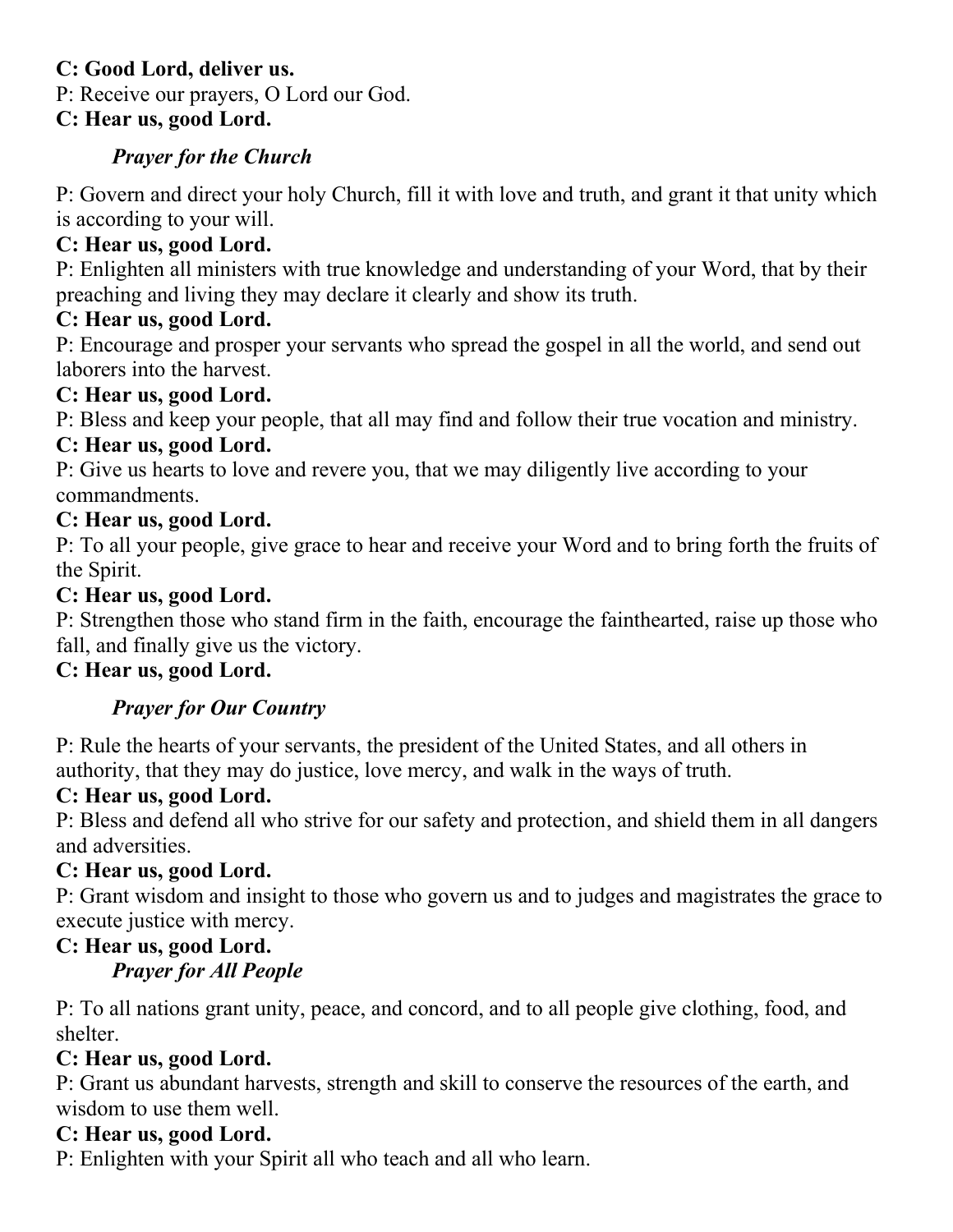**C: Good Lord, deliver us.**

P: Receive our prayers, O Lord our God.

**C: Hear us, good Lord.**

***Prayer for the Church***

P: Govern and direct your holy Church, fill it with love and truth, and grant it that unity which is according to your will.

**C: Hear us, good Lord.**

P: Enlighten all ministers with true knowledge and understanding of your Word, that by their preaching and living they may declare it clearly and show its truth.

**C: Hear us, good Lord.**

P: Encourage and prosper your servants who spread the gospel in all the world, and send out laborers into the harvest.

**C: Hear us, good Lord.**

P: Bless and keep your people, that all may find and follow their true vocation and ministry.

**C: Hear us, good Lord.**

P: Give us hearts to love and revere you, that we may diligently live according to your commandments.

**C: Hear us, good Lord.**

P: To all your people, give grace to hear and receive your Word and to bring forth the fruits of the Spirit.

**C: Hear us, good Lord.**

P: Strengthen those who stand firm in the faith, encourage the fainthearted, raise up those who fall, and finally give us the victory.

**C: Hear us, good Lord.**

***Prayer for Our Country***

P: Rule the hearts of your servants, the president of the United States, and all others in authority, that they may do justice, love mercy, and walk in the ways of truth.

**C: Hear us, good Lord.**

P: Bless and defend all who strive for our safety and protection, and shield them in all dangers and adversities.

**C: Hear us, good Lord.**

P: Grant wisdom and insight to those who govern us and to judges and magistrates the grace to execute justice with mercy.

**C: Hear us, good Lord.**

***Prayer for All People***

P: To all nations grant unity, peace, and concord, and to all people give clothing, food, and shelter.

**C: Hear us, good Lord.**

P: Grant us abundant harvests, strength and skill to conserve the resources of the earth, and wisdom to use them well.

**C: Hear us, good Lord.**

P: Enlighten with your Spirit all who teach and all who learn.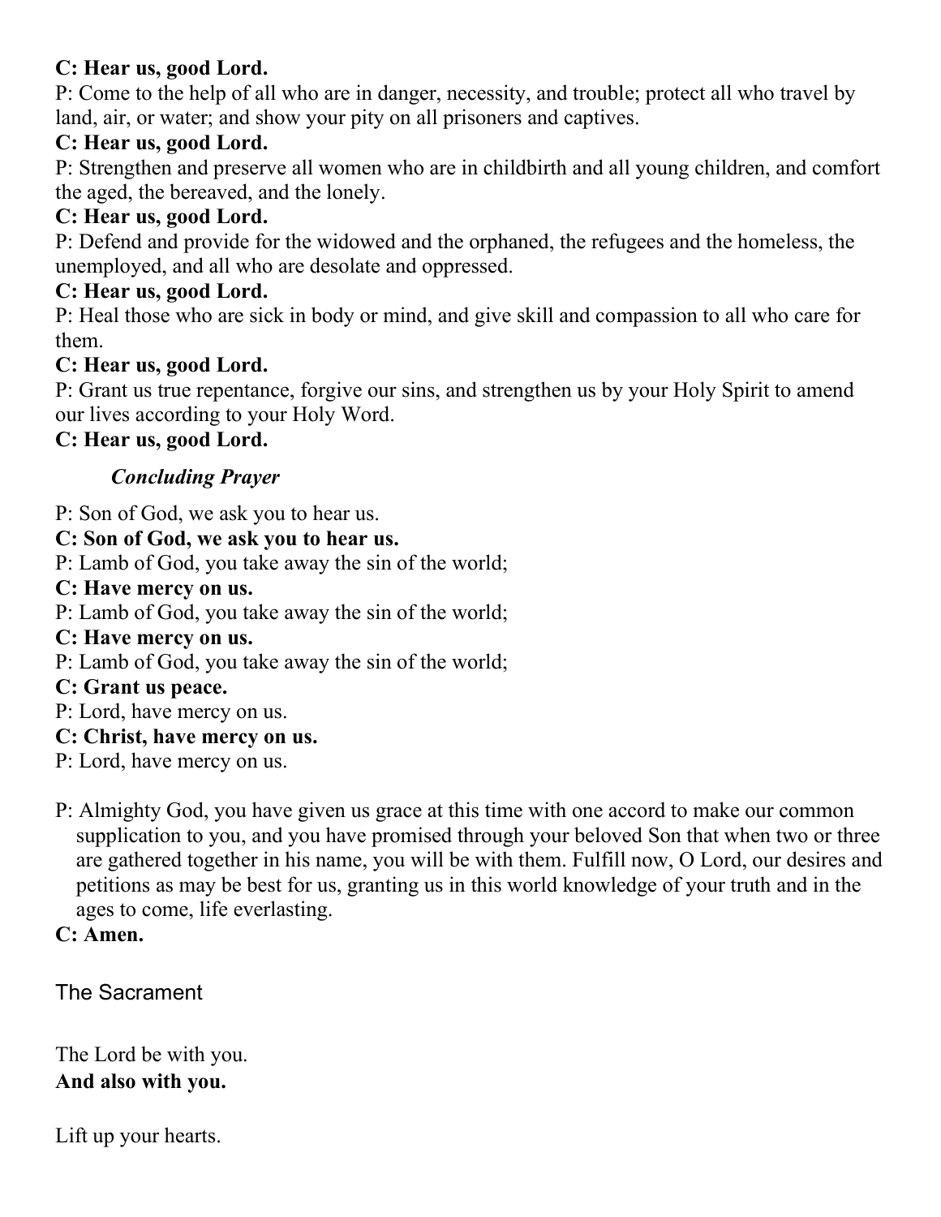**C: Hear us, good Lord.**

P: Come to the help of all who are in danger, necessity, and trouble; protect all who travel by land, air, or water; and show your pity on all prisoners and captives.

**C: Hear us, good Lord.**

P: Strengthen and preserve all women who are in childbirth and all young children, and comfort the aged, the bereaved, and the lonely.

**C: Hear us, good Lord.**

P: Defend and provide for the widowed and the orphaned, the refugees and the homeless, the unemployed, and all who are desolate and oppressed.

**C: Hear us, good Lord.**

P: Heal those who are sick in body or mind, and give skill and compassion to all who care for them.

**C: Hear us, good Lord.**

P: Grant us true repentance, forgive our sins, and strengthen us by your Holy Spirit to amend our lives according to your Holy Word.

**C: Hear us, good Lord.**

***Concluding Prayer***

P: Son of God, we ask you to hear us.

**C: Son of God, we ask you to hear us.**

P: Lamb of God, you take away the sin of the world;

**C: Have mercy on us.**

P: Lamb of God, you take away the sin of the world;

**C: Have mercy on us.**

P: Lamb of God, you take away the sin of the world;

**C: Grant us peace.**

P: Lord, have mercy on us.

**C: Christ, have mercy on us.**

P: Lord, have mercy on us.

P: Almighty God, you have given us grace at this time with one accord to make our common supplication to you, and you have promised through your beloved Son that when two or three are gathered together in his name, you will be with them. Fulfill now, O Lord, our desires and petitions as may be best for us, granting us in this world knowledge of your truth and in the ages to come, life everlasting.

**C: Amen.**

## The Sacrament

The Lord be with you.
**And also with you.**

Lift up your hearts.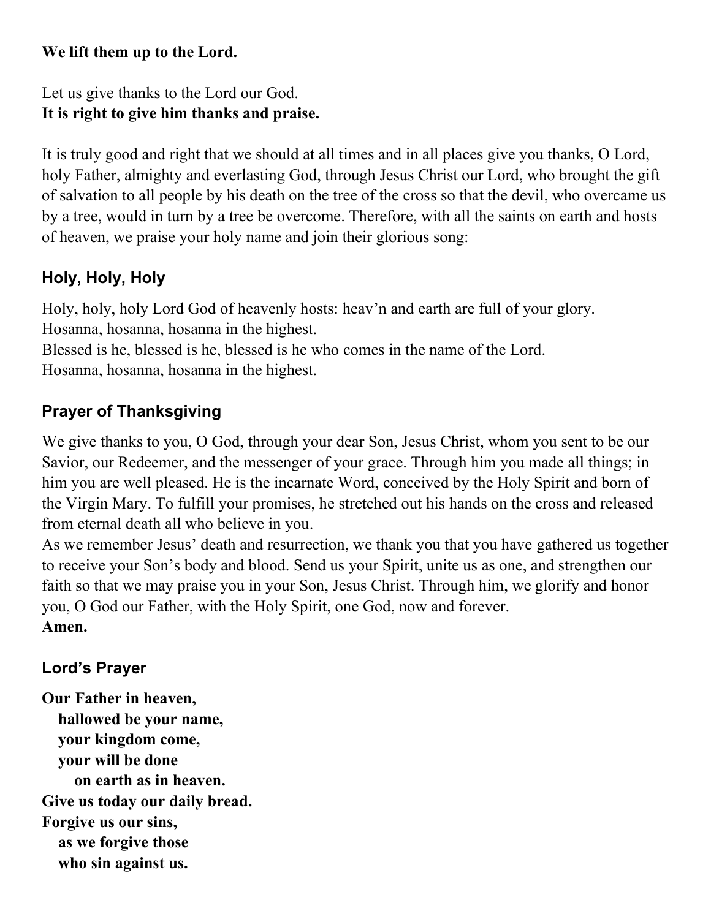**We lift them up to the Lord.**

Let us give thanks to the Lord our God.
**It is right to give him thanks and praise.**

It is truly good and right that we should at all times and in all places give you thanks, O Lord, holy Father, almighty and everlasting God, through Jesus Christ our Lord, who brought the gift of salvation to all people by his death on the tree of the cross so that the devil, who overcame us by a tree, would in turn by a tree be overcome. Therefore, with all the saints on earth and hosts of heaven, we praise your holy name and join their glorious song:

### Holy, Holy, Holy

Holy, holy, holy Lord God of heavenly hosts: heav'n and earth are full of your glory.
Hosanna, hosanna, hosanna in the highest.
Blessed is he, blessed is he, blessed is he who comes in the name of the Lord.
Hosanna, hosanna, hosanna in the highest.

### Prayer of Thanksgiving

We give thanks to you, O God, through your dear Son, Jesus Christ, whom you sent to be our Savior, our Redeemer, and the messenger of your grace. Through him you made all things; in him you are well pleased. He is the incarnate Word, conceived by the Holy Spirit and born of the Virgin Mary. To fulfill your promises, he stretched out his hands on the cross and released from eternal death all who believe in you.
As we remember Jesus' death and resurrection, we thank you that you have gathered us together to receive your Son's body and blood. Send us your Spirit, unite us as one, and strengthen our faith so that we may praise you in your Son, Jesus Christ. Through him, we glorify and honor you, O God our Father, with the Holy Spirit, one God, now and forever.
**Amen.**

### Lord's Prayer

**Our Father in heaven,**
**hallowed be your name,**
**your kingdom come,**
**your will be done**
**on earth as in heaven.**
**Give us today our daily bread.**
**Forgive us our sins,**
**as we forgive those**
**who sin against us.**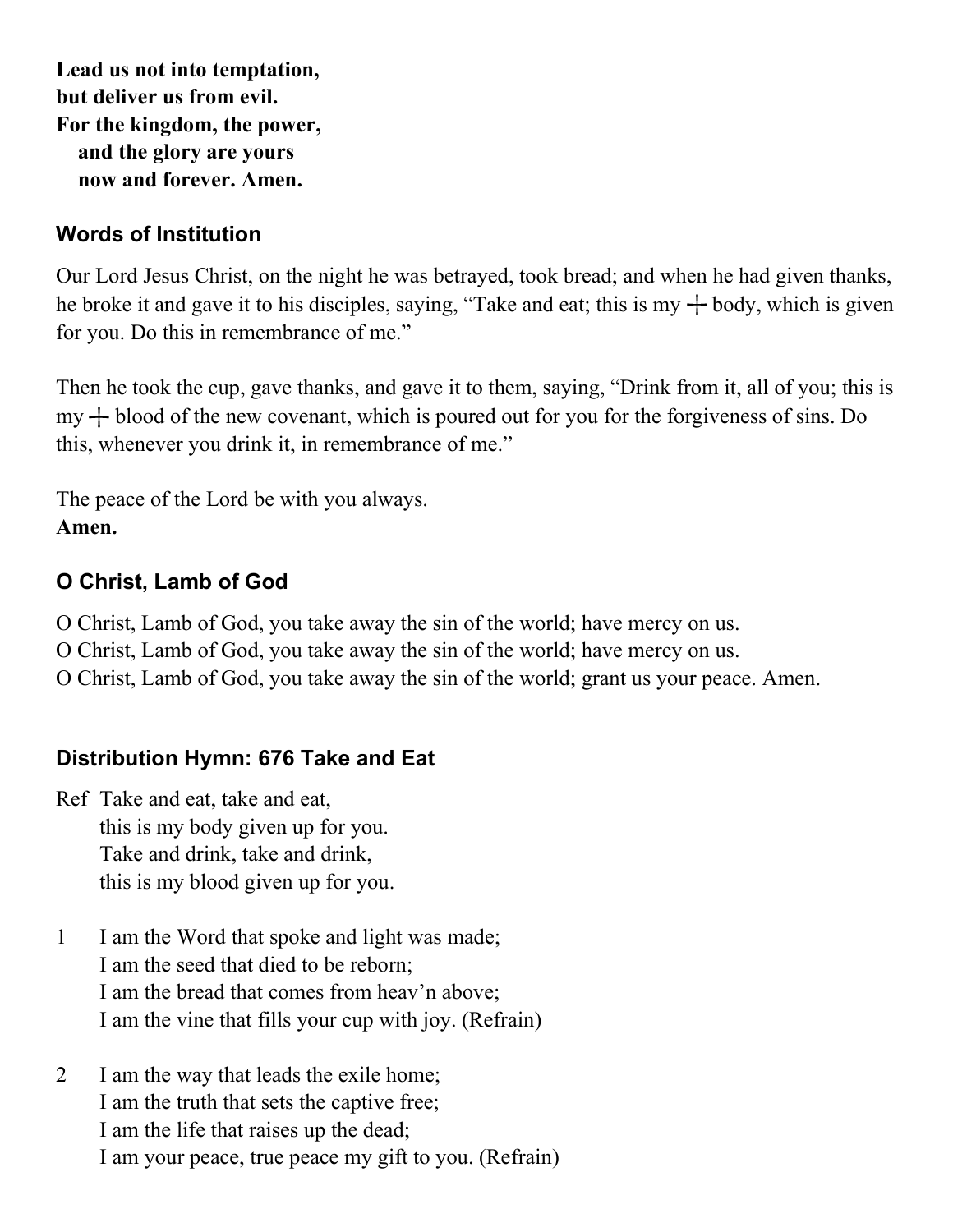**Lead us not into temptation,**
**but deliver us from evil.**
**For the kingdom, the power,**
**and the glory are yours**
**now and forever. Amen.**

### Words of Institution

Our Lord Jesus Christ, on the night he was betrayed, took bread; and when he had given thanks, he broke it and gave it to his disciples, saying, “Take and eat; this is my ┼ body, which is given for you. Do this in remembrance of me.”

Then he took the cup, gave thanks, and gave it to them, saying, “Drink from it, all of you; this is my ┼ blood of the new covenant, which is poured out for you for the forgiveness of sins. Do this, whenever you drink it, in remembrance of me.”

The peace of the Lord be with you always.
**Amen.**

### O Christ, Lamb of God

O Christ, Lamb of God, you take away the sin of the world; have mercy on us.
O Christ, Lamb of God, you take away the sin of the world; have mercy on us.
O Christ, Lamb of God, you take away the sin of the world; grant us your peace. Amen.

### Distribution Hymn: 676 Take and Eat

Ref Take and eat, take and eat,
this is my body given up for you.
Take and drink, take and drink,
this is my blood given up for you.

1 I am the Word that spoke and light was made;
I am the seed that died to be reborn;
I am the bread that comes from heav’n above;
I am the vine that fills your cup with joy. (Refrain)

2 I am the way that leads the exile home;
I am the truth that sets the captive free;
I am the life that raises up the dead;
I am your peace, true peace my gift to you. (Refrain)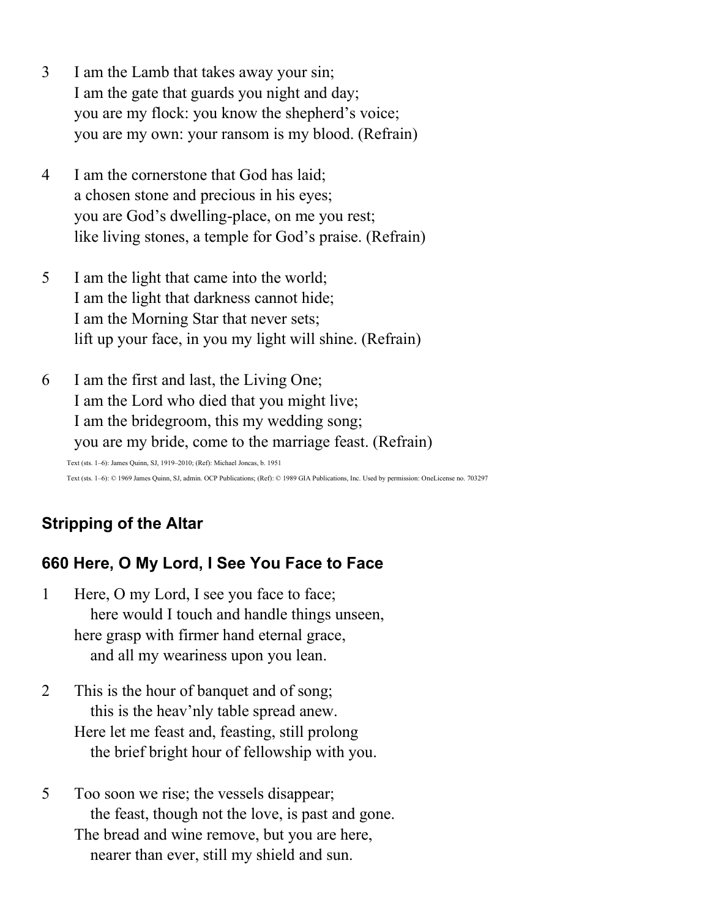3 I am the Lamb that takes away your sin;
I am the gate that guards you night and day;
you are my flock: you know the shepherd's voice;
you are my own: your ransom is my blood. (Refrain)

4 I am the cornerstone that God has laid;
a chosen stone and precious in his eyes;
you are God's dwelling-place, on me you rest;
like living stones, a temple for God's praise. (Refrain)

5 I am the light that came into the world;
I am the light that darkness cannot hide;
I am the Morning Star that never sets;
lift up your face, in you my light will shine. (Refrain)

6 I am the first and last, the Living One;
I am the Lord who died that you might live;
I am the bridegroom, this my wedding song;
you are my bride, come to the marriage feast. (Refrain)

Text (sts. 1–6): James Quinn, SJ, 1919–2010; (Ref): Michael Joncas, b. 1951

Text (sts. 1–6): © 1969 James Quinn, SJ, admin. OCP Publications; (Ref): © 1989 GIA Publications, Inc. Used by permission: OneLicense no. 703297

## Stripping of the Altar

## 660 Here, O My Lord, I See You Face to Face

1 Here, O my Lord, I see you face to face;
here would I touch and handle things unseen,
here grasp with firmer hand eternal grace,
and all my weariness upon you lean.

2 This is the hour of banquet and of song;
this is the heav'nly table spread anew.
Here let me feast and, feasting, still prolong
the brief bright hour of fellowship with you.

5 Too soon we rise; the vessels disappear;
the feast, though not the love, is past and gone.
The bread and wine remove, but you are here,
nearer than ever, still my shield and sun.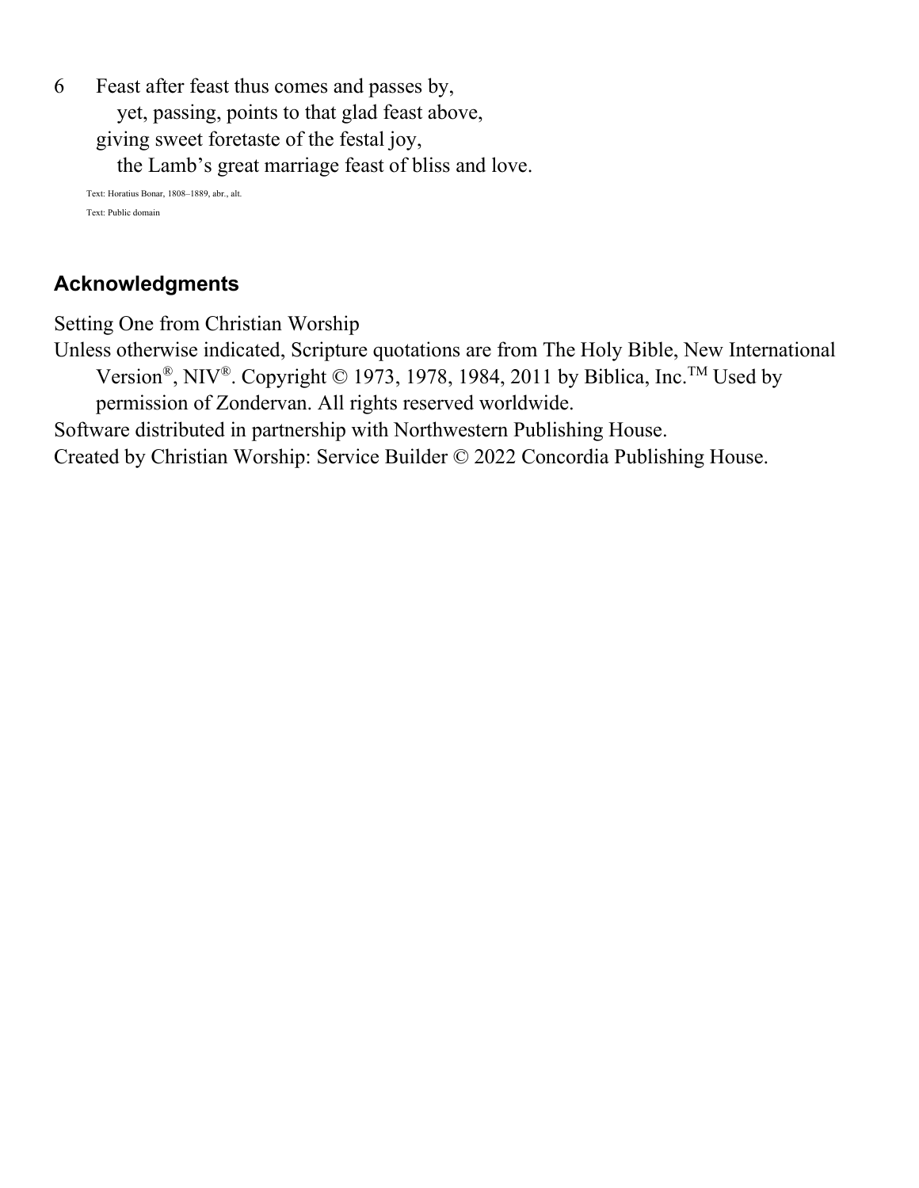6 Feast after feast thus comes and passes by,
yet, passing, points to that glad feast above,
giving sweet foretaste of the festal joy,
the Lamb's great marriage feast of bliss and love.

Text: Horatius Bonar, 1808–1889, abr., alt.

Text: Public domain

## Acknowledgments

Setting One from Christian Worship

Unless otherwise indicated, Scripture quotations are from The Holy Bible, New International Version®, NIV®. Copyright © 1973, 1978, 1984, 2011 by Biblica, Inc.™ Used by permission of Zondervan. All rights reserved worldwide.

Software distributed in partnership with Northwestern Publishing House.

Created by Christian Worship: Service Builder © 2022 Concordia Publishing House.